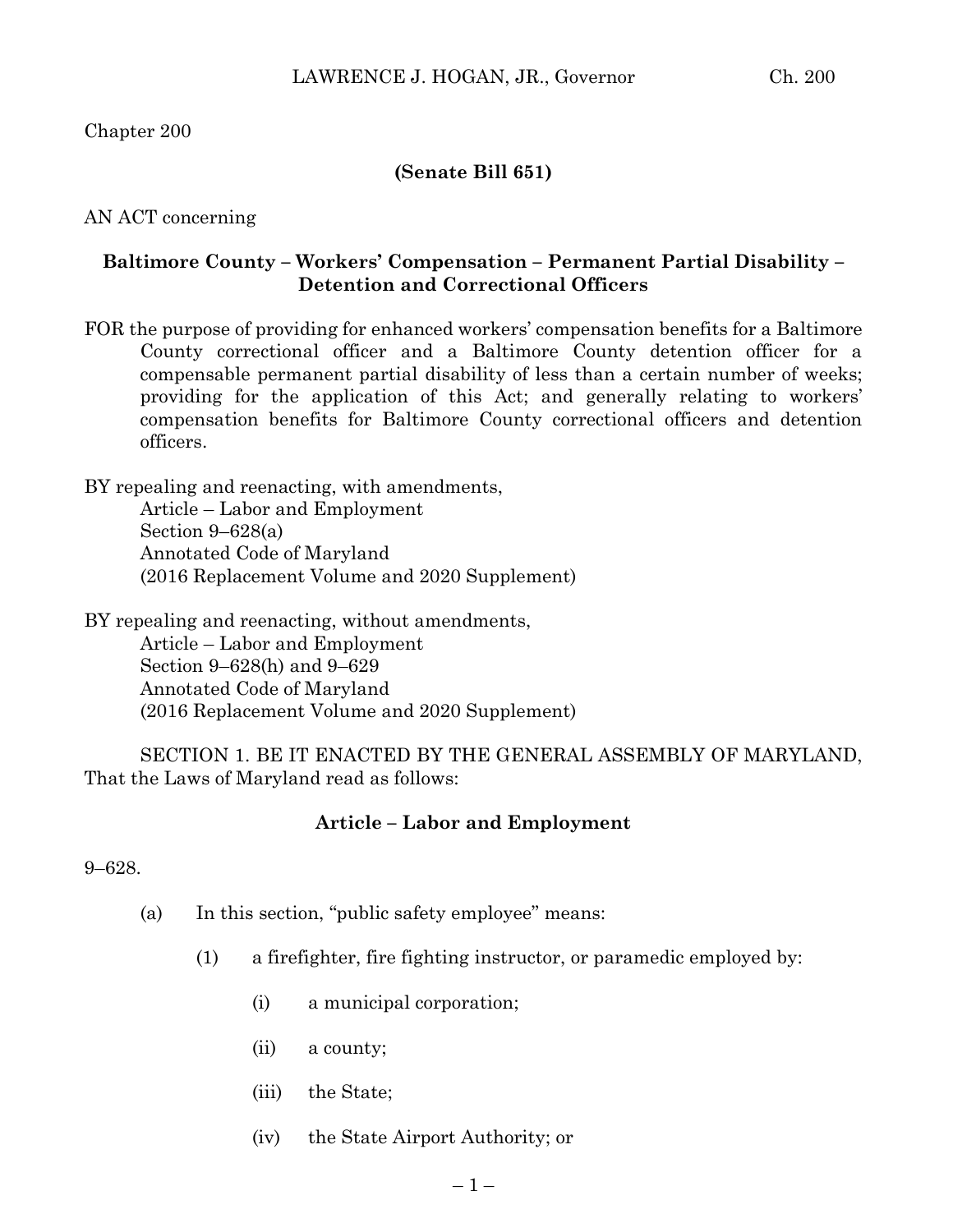Chapter 200

**(Senate Bill 651)**

AN ACT concerning

## Baltimore County – Workers' Compensation – Permanent Partial Disability – Detention and Correctional Officers

FOR the purpose of providing for enhanced workers' compensation benefits for a Baltimore County correctional officer and a Baltimore County detention officer for a compensable permanent partial disability of less than a certain number of weeks; providing for the application of this Act; and generally relating to workers' compensation benefits for Baltimore County correctional officers and detention officers.

BY repealing and reenacting, with amendments,
Article – Labor and Employment
Section 9–628(a)
Annotated Code of Maryland
(2016 Replacement Volume and 2020 Supplement)

BY repealing and reenacting, without amendments,
Article – Labor and Employment
Section 9–628(h) and 9–629
Annotated Code of Maryland
(2016 Replacement Volume and 2020 Supplement)

SECTION 1. BE IT ENACTED BY THE GENERAL ASSEMBLY OF MARYLAND, That the Laws of Maryland read as follows:

### Article – Labor and Employment

9–628.

(a) In this section, "public safety employee" means:

(1) a firefighter, fire fighting instructor, or paramedic employed by:

(i) a municipal corporation;

(ii) a county;

(iii) the State;

(iv) the State Airport Authority; or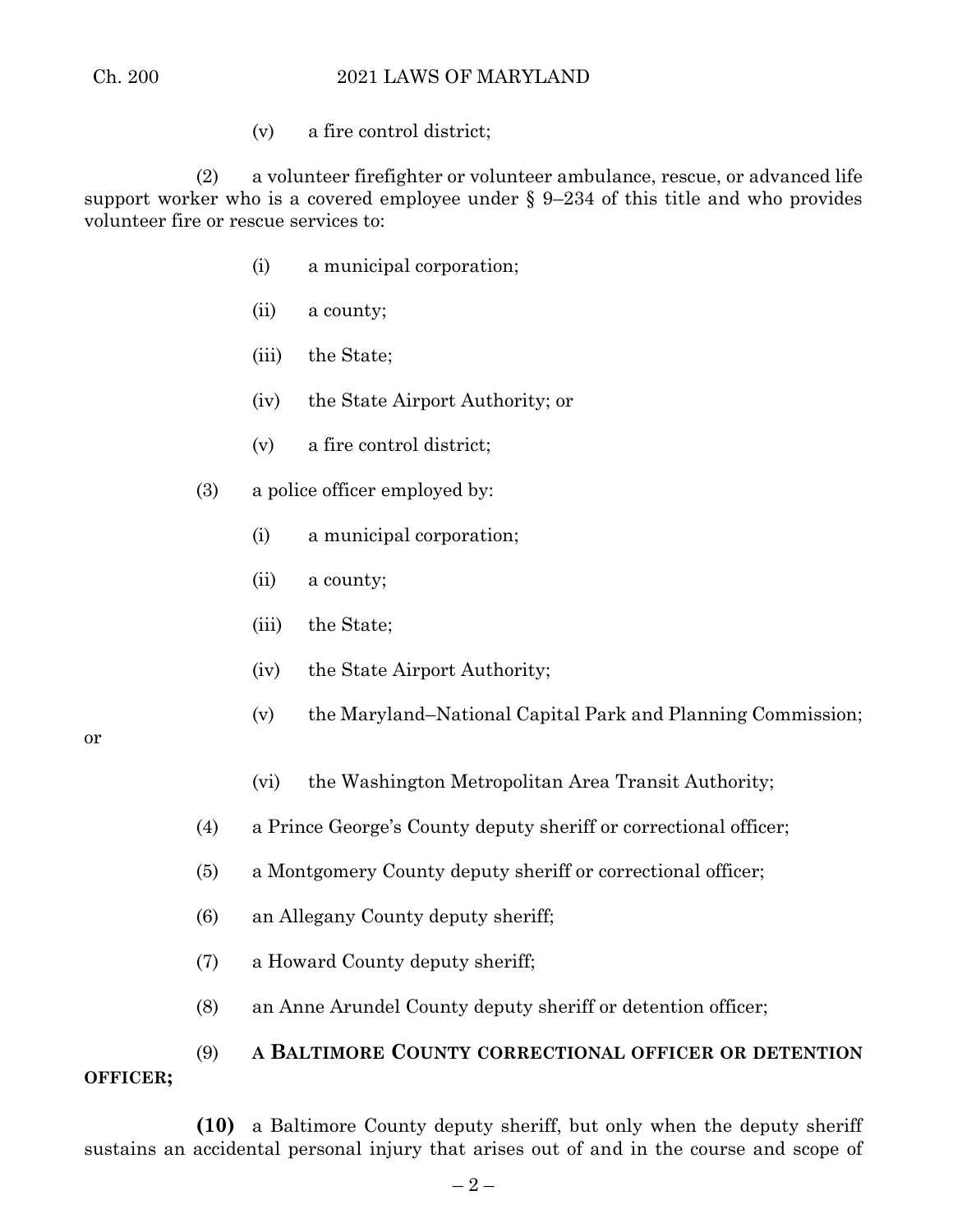(v) a fire control district;

(2) a volunteer firefighter or volunteer ambulance, rescue, or advanced life support worker who is a covered employee under § 9–234 of this title and who provides volunteer fire or rescue services to:

(i) a municipal corporation;

(ii) a county;

(iii) the State;

(iv) the State Airport Authority; or

(v) a fire control district;

(3) a police officer employed by:

(i) a municipal corporation;

(ii) a county;

(iii) the State;

(iv) the State Airport Authority;

(v) the Maryland–National Capital Park and Planning Commission; or

(vi) the Washington Metropolitan Area Transit Authority;

(4) a Prince George's County deputy sheriff or correctional officer;

(5) a Montgomery County deputy sheriff or correctional officer;

(6) an Allegany County deputy sheriff;

(7) a Howard County deputy sheriff;

(8) an Anne Arundel County deputy sheriff or detention officer;

(9) **A BALTIMORE COUNTY CORRECTIONAL OFFICER OR DETENTION OFFICER;**

**(10)** a Baltimore County deputy sheriff, but only when the deputy sheriff sustains an accidental personal injury that arises out of and in the course and scope of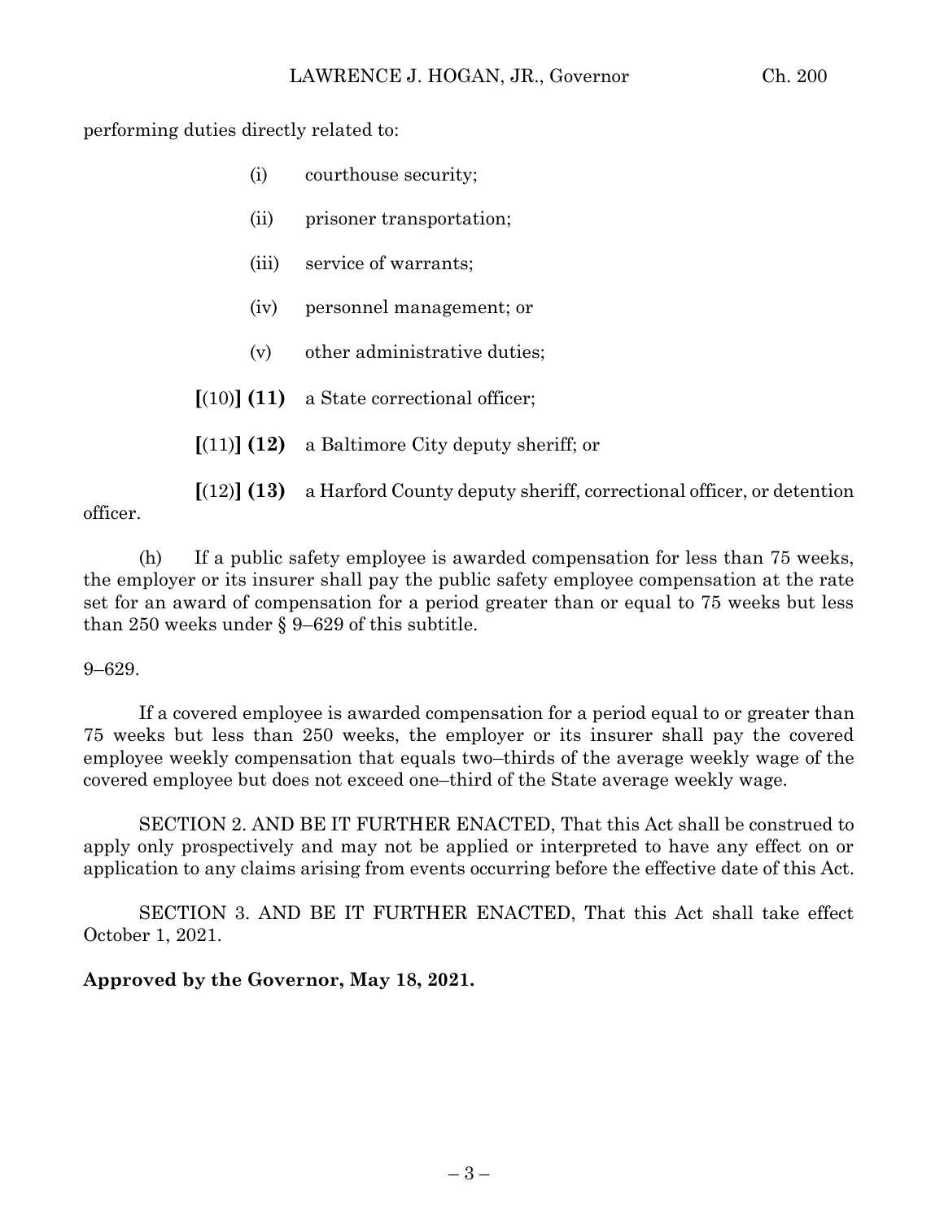performing duties directly related to:

(i) courthouse security;

(ii) prisoner transportation;

(iii) service of warrants;

(iv) personnel management; or

(v) other administrative duties;

**[**(10)**] (11)** a State correctional officer;

**[**(11)**] (12)** a Baltimore City deputy sheriff; or

**[**(12)**] (13)** a Harford County deputy sheriff, correctional officer, or detention officer.

(h) If a public safety employee is awarded compensation for less than 75 weeks, the employer or its insurer shall pay the public safety employee compensation at the rate set for an award of compensation for a period greater than or equal to 75 weeks but less than 250 weeks under § 9–629 of this subtitle.

9–629.

If a covered employee is awarded compensation for a period equal to or greater than 75 weeks but less than 250 weeks, the employer or its insurer shall pay the covered employee weekly compensation that equals two–thirds of the average weekly wage of the covered employee but does not exceed one–third of the State average weekly wage.

SECTION 2. AND BE IT FURTHER ENACTED, That this Act shall be construed to apply only prospectively and may not be applied or interpreted to have any effect on or application to any claims arising from events occurring before the effective date of this Act.

SECTION 3. AND BE IT FURTHER ENACTED, That this Act shall take effect October 1, 2021.

**Approved by the Governor, May 18, 2021.**